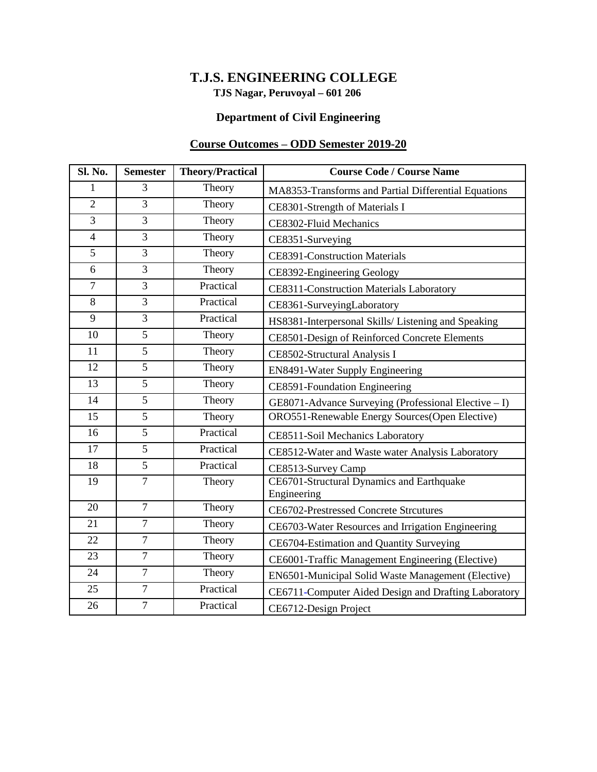# T.J.S. ENGINEERING COLLEGE

**TJS Nagar, Peruvoyal – 601 206**

## Department of Civil Engineering

### Course Outcomes – ODD Semester 2019-20

| Sl. No. | Semester | Theory/Practical | Course Code / Course Name |
|---|---|---|---|
| 1 | 3 | Theory | MA8353-Transforms and Partial Differential Equations |
| 2 | 3 | Theory | CE8301-Strength of Materials I |
| 3 | 3 | Theory | CE8302-Fluid Mechanics |
| 4 | 3 | Theory | CE8351-Surveying |
| 5 | 3 | Theory | CE8391-Construction Materials |
| 6 | 3 | Theory | CE8392-Engineering Geology |
| 7 | 3 | Practical | CE8311-Construction Materials Laboratory |
| 8 | 3 | Practical | CE8361-SurveyingLaboratory |
| 9 | 3 | Practical | HS8381-Interpersonal Skills/ Listening and Speaking |
| 10 | 5 | Theory | CE8501-Design of Reinforced Concrete Elements |
| 11 | 5 | Theory | CE8502-Structural Analysis I |
| 12 | 5 | Theory | EN8491-Water Supply Engineering |
| 13 | 5 | Theory | CE8591-Foundation Engineering |
| 14 | 5 | Theory | GE8071-Advance Surveying (Professional Elective – I) |
| 15 | 5 | Theory | ORO551-Renewable Energy Sources(Open Elective) |
| 16 | 5 | Practical | CE8511-Soil Mechanics Laboratory |
| 17 | 5 | Practical | CE8512-Water and Waste water Analysis Laboratory |
| 18 | 5 | Practical | CE8513-Survey Camp |
| 19 | 7 | Theory | CE6701-Structural Dynamics and Earthquake Engineering |
| 20 | 7 | Theory | CE6702-Prestressed Concrete Strcutures |
| 21 | 7 | Theory | CE6703-Water Resources and Irrigation Engineering |
| 22 | 7 | Theory | CE6704-Estimation and Quantity Surveying |
| 23 | 7 | Theory | CE6001-Traffic Management Engineering (Elective) |
| 24 | 7 | Theory | EN6501-Municipal Solid Waste Management (Elective) |
| 25 | 7 | Practical | CE6711-Computer Aided Design and Drafting Laboratory |
| 26 | 7 | Practical | CE6712-Design Project |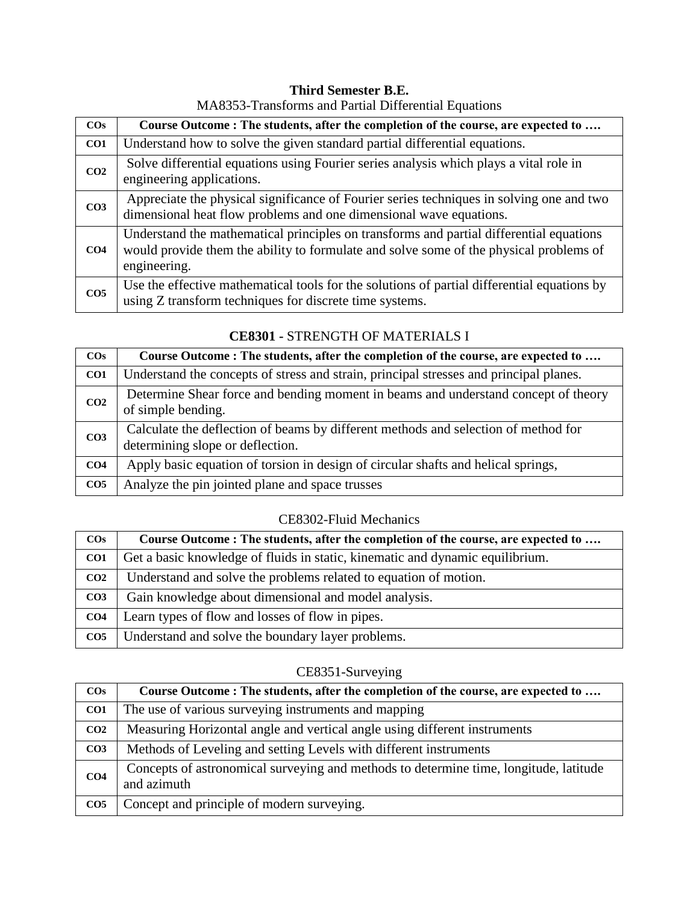**Third Semester B.E.**

MA8353-Transforms and Partial Differential Equations

| COs | Course Outcome : The students, after the completion of the course, are expected to …. |
|---|---|
| CO1 | Understand how to solve the given standard partial differential equations. |
| CO2 | Solve differential equations using Fourier series analysis which plays a vital role in engineering applications. |
| CO3 | Appreciate the physical significance of Fourier series techniques in solving one and two dimensional heat flow problems and one dimensional wave equations. |
| CO4 | Understand the mathematical principles on transforms and partial differential equations would provide them the ability to formulate and solve some of the physical problems of engineering. |
| CO5 | Use the effective mathematical tools for the solutions of partial differential equations by using Z transform techniques for discrete time systems. |

**CE8301** - STRENGTH OF MATERIALS I

| COs | Course Outcome : The students, after the completion of the course, are expected to …. |
|---|---|
| CO1 | Understand the concepts of stress and strain, principal stresses and principal planes. |
| CO2 | Determine Shear force and bending moment in beams and understand concept of theory of simple bending. |
| CO3 | Calculate the deflection of beams by different methods and selection of method for determining slope or deflection. |
| CO4 | Apply basic equation of torsion in design of circular shafts and helical springs, |
| CO5 | Analyze the pin jointed plane and space trusses |

CE8302-Fluid Mechanics

| COs | Course Outcome : The students, after the completion of the course, are expected to …. |
|---|---|
| CO1 | Get a basic knowledge of fluids in static, kinematic and dynamic equilibrium. |
| CO2 | Understand and solve the problems related to equation of motion. |
| CO3 | Gain knowledge about dimensional and model analysis. |
| CO4 | Learn types of flow and losses of flow in pipes. |
| CO5 | Understand and solve the boundary layer problems. |

CE8351-Surveying

| COs | Course Outcome : The students, after the completion of the course, are expected to …. |
|---|---|
| CO1 | The use of various surveying instruments and mapping |
| CO2 | Measuring Horizontal angle and vertical angle using different instruments |
| CO3 | Methods of Leveling and setting Levels with different instruments |
| CO4 | Concepts of astronomical surveying and methods to determine time, longitude, latitude and azimuth |
| CO5 | Concept and principle of modern surveying. |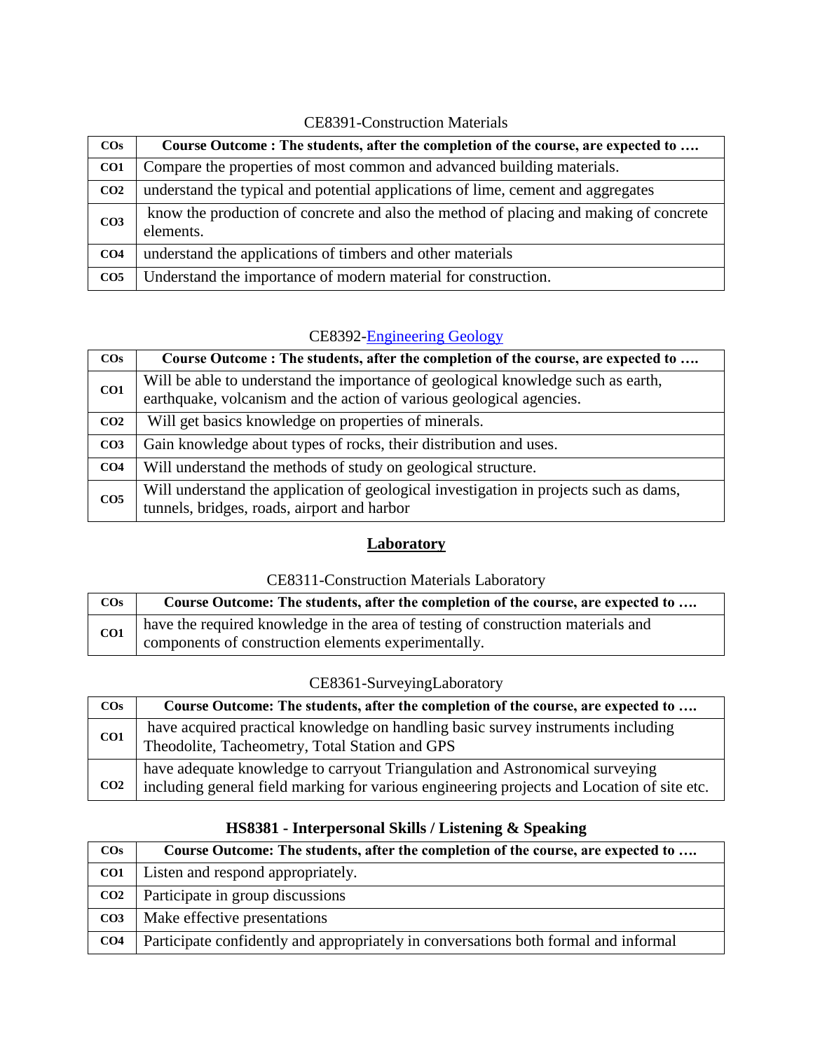CE8391-Construction Materials

| COs | Course Outcome : The students, after the completion of the course, are expected to …. |
|---|---|
| CO1 | Compare the properties of most common and advanced building materials. |
| CO2 | understand the typical and potential applications of lime, cement and aggregates |
| CO3 | know the production of concrete and also the method of placing and making of concrete elements. |
| CO4 | understand the applications of timbers and other materials |
| CO5 | Understand the importance of modern material for construction. |

CE8392-Engineering Geology

| COs | Course Outcome : The students, after the completion of the course, are expected to …. |
|---|---|
| CO1 | Will be able to understand the importance of geological knowledge such as earth, earthquake, volcanism and the action of various geological agencies. |
| CO2 | Will get basics knowledge on properties of minerals. |
| CO3 | Gain knowledge about types of rocks, their distribution and uses. |
| CO4 | Will understand the methods of study on geological structure. |
| CO5 | Will understand the application of geological investigation in projects such as dams, tunnels, bridges, roads, airport and harbor |

## Laboratory

CE8311-Construction Materials Laboratory

| COs | Course Outcome: The students, after the completion of the course, are expected to …. |
|---|---|
| CO1 | have the required knowledge in the area of testing of construction materials and components of construction elements experimentally. |

CE8361-SurveyingLaboratory

| COs | Course Outcome: The students, after the completion of the course, are expected to …. |
|---|---|
| CO1 | have acquired practical knowledge on handling basic survey instruments including Theodolite, Tacheometry, Total Station and GPS |
| CO2 | have adequate knowledge to carryout Triangulation and Astronomical surveying including general field marking for various engineering projects and Location of site etc. |

**HS8381 - Interpersonal Skills / Listening & Speaking**

| COs | Course Outcome: The students, after the completion of the course, are expected to …. |
|---|---|
| CO1 | Listen and respond appropriately. |
| CO2 | Participate in group discussions |
| CO3 | Make effective presentations |
| CO4 | Participate confidently and appropriately in conversations both formal and informal |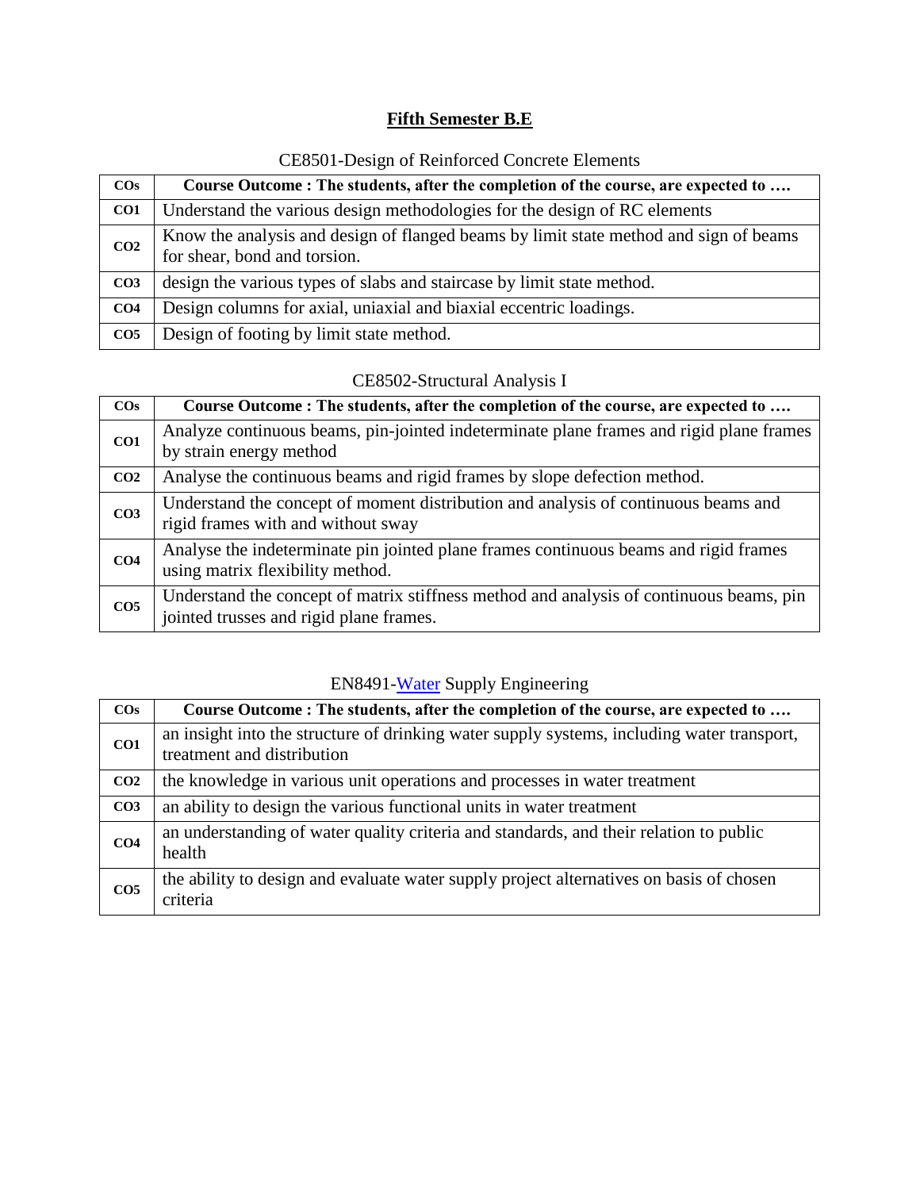## Fifth Semester B.E

CE8501-Design of Reinforced Concrete Elements

| COs | Course Outcome : The students, after the completion of the course, are expected to …. |
|---|---|
| CO1 | Understand the various design methodologies for the design of RC elements |
| CO2 | Know the analysis and design of flanged beams by limit state method and sign of beams for shear, bond and torsion. |
| CO3 | design the various types of slabs and staircase by limit state method. |
| CO4 | Design columns for axial, uniaxial and biaxial eccentric loadings. |
| CO5 | Design of footing by limit state method. |

CE8502-Structural Analysis I

| COs | Course Outcome : The students, after the completion of the course, are expected to …. |
|---|---|
| CO1 | Analyze continuous beams, pin-jointed indeterminate plane frames and rigid plane frames by strain energy method |
| CO2 | Analyse the continuous beams and rigid frames by slope defection method. |
| CO3 | Understand the concept of moment distribution and analysis of continuous beams and rigid frames with and without sway |
| CO4 | Analyse the indeterminate pin jointed plane frames continuous beams and rigid frames using matrix flexibility method. |
| CO5 | Understand the concept of matrix stiffness method and analysis of continuous beams, pin jointed trusses and rigid plane frames. |

EN8491-Water Supply Engineering

| COs | Course Outcome : The students, after the completion of the course, are expected to …. |
|---|---|
| CO1 | an insight into the structure of drinking water supply systems, including water transport, treatment and distribution |
| CO2 | the knowledge in various unit operations and processes in water treatment |
| CO3 | an ability to design the various functional units in water treatment |
| CO4 | an understanding of water quality criteria and standards, and their relation to public health |
| CO5 | the ability to design and evaluate water supply project alternatives on basis of chosen criteria |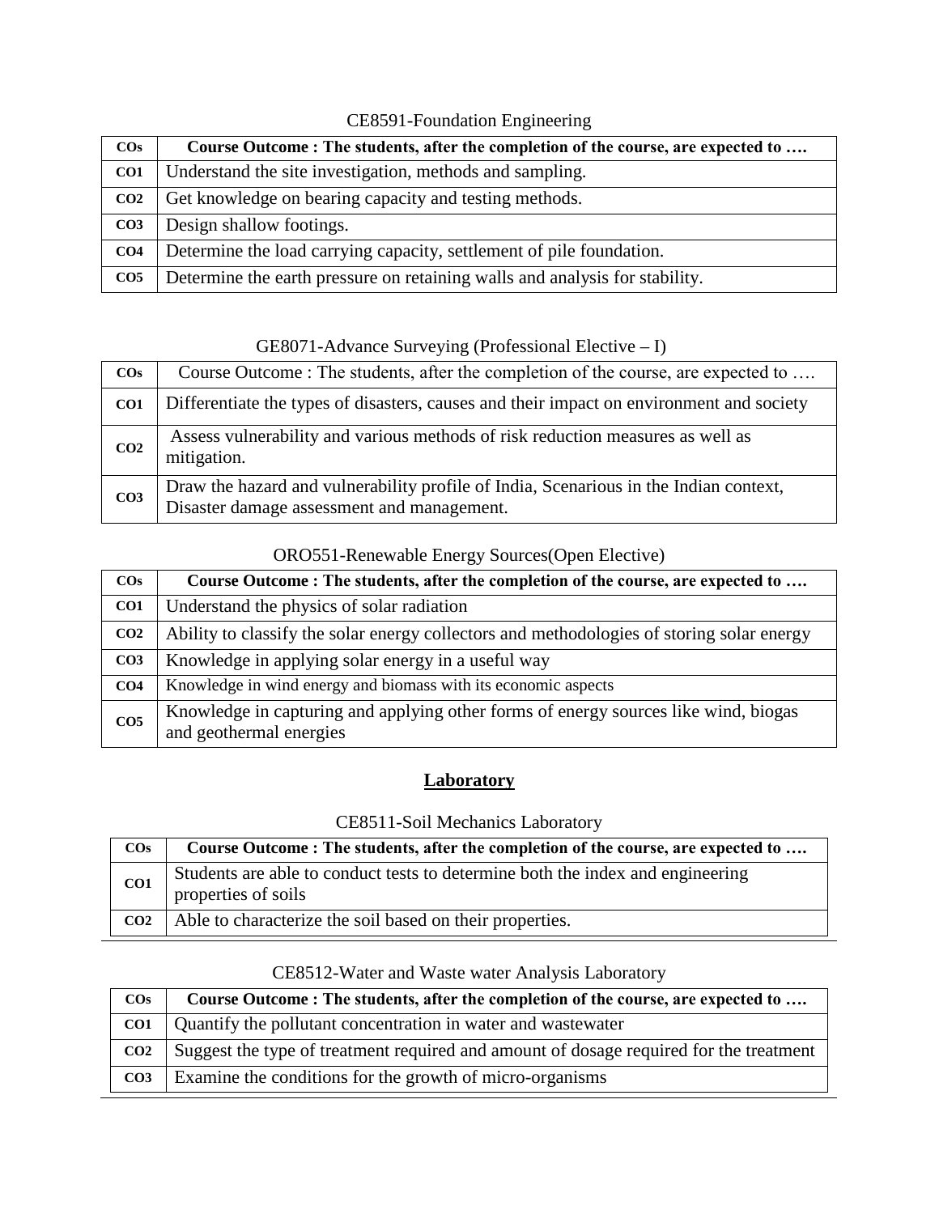CE8591-Foundation Engineering

| COs | Course Outcome : The students, after the completion of the course, are expected to …. |
|---|---|
| CO1 | Understand the site investigation, methods and sampling. |
| CO2 | Get knowledge on bearing capacity and testing methods. |
| CO3 | Design shallow footings. |
| CO4 | Determine the load carrying capacity, settlement of pile foundation. |
| CO5 | Determine the earth pressure on retaining walls and analysis for stability. |

GE8071-Advance Surveying (Professional Elective – I)

| COs | Course Outcome : The students, after the completion of the course, are expected to …. |
|---|---|
| CO1 | Differentiate the types of disasters, causes and their impact on environment and society |
| CO2 | Assess vulnerability and various methods of risk reduction measures as well as mitigation. |
| CO3 | Draw the hazard and vulnerability profile of India, Scenarious in the Indian context, Disaster damage assessment and management. |

ORO551-Renewable Energy Sources(Open Elective)

| COs | Course Outcome : The students, after the completion of the course, are expected to …. |
|---|---|
| CO1 | Understand the physics of solar radiation |
| CO2 | Ability to classify the solar energy collectors and methodologies of storing solar energy |
| CO3 | Knowledge in applying solar energy in a useful way |
| CO4 | Knowledge in wind energy and biomass with its economic aspects |
| CO5 | Knowledge in capturing and applying other forms of energy sources like wind, biogas and geothermal energies |

## Laboratory

CE8511-Soil Mechanics Laboratory

| COs | Course Outcome : The students, after the completion of the course, are expected to …. |
|---|---|
| CO1 | Students are able to conduct tests to determine both the index and engineering properties of soils |
| CO2 | Able to characterize the soil based on their properties. |

CE8512-Water and Waste water Analysis Laboratory

| COs | Course Outcome : The students, after the completion of the course, are expected to …. |
|---|---|
| CO1 | Quantify the pollutant concentration in water and wastewater |
| CO2 | Suggest the type of treatment required and amount of dosage required for the treatment |
| CO3 | Examine the conditions for the growth of micro-organisms |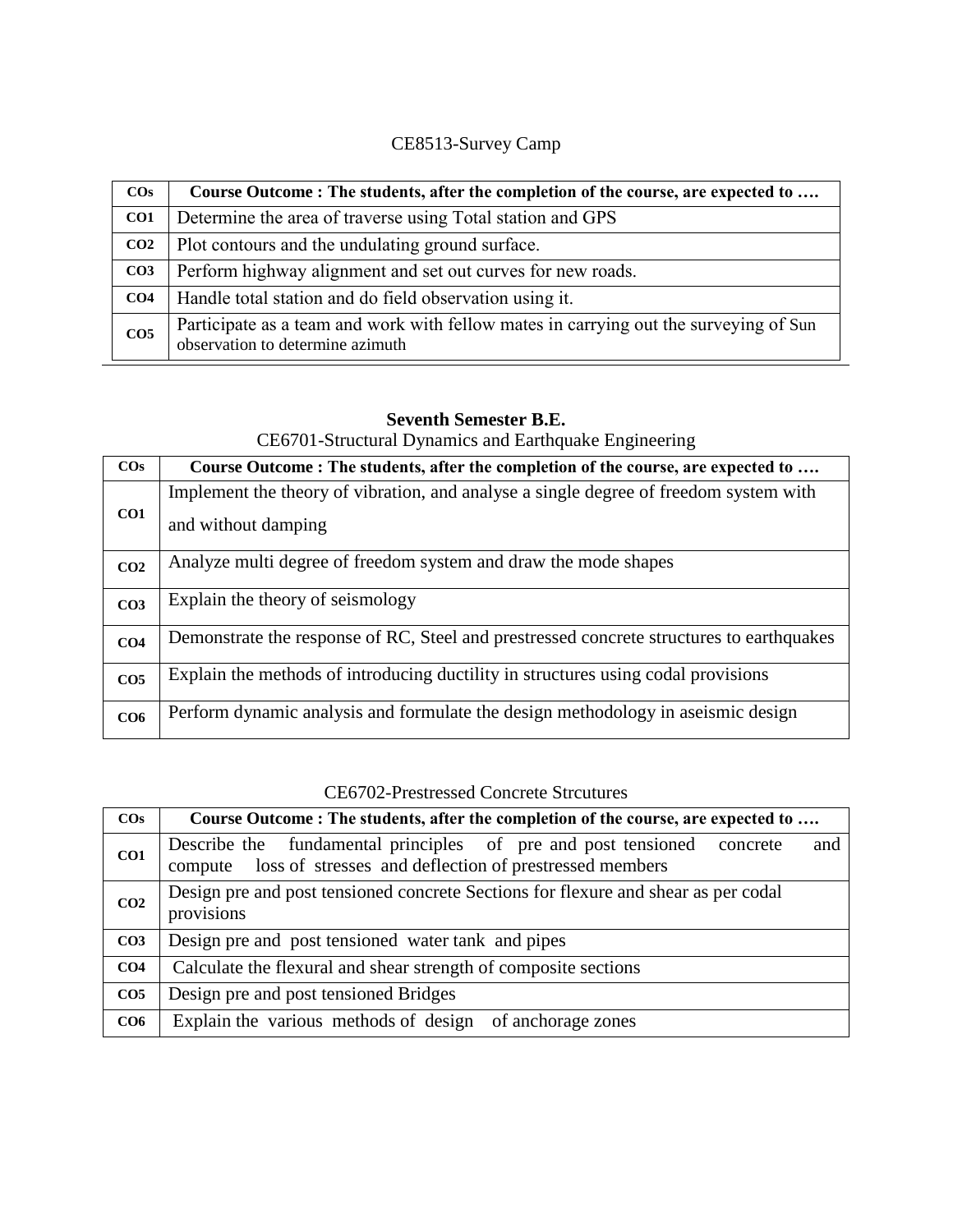CE8513-Survey Camp

| COs | Course Outcome : The students, after the completion of the course, are expected to …. |
|---|---|
| CO1 | Determine the area of traverse using Total station and GPS |
| CO2 | Plot contours and the undulating ground surface. |
| CO3 | Perform highway alignment and set out curves for new roads. |
| CO4 | Handle total station and do field observation using it. |
| CO5 | Participate as a team and work with fellow mates in carrying out the surveying of Sun observation to determine azimuth |

**Seventh Semester B.E.**

CE6701-Structural Dynamics and Earthquake Engineering

| COs | Course Outcome : The students, after the completion of the course, are expected to …. |
|---|---|
| CO1 | Implement the theory of vibration, and analyse a single degree of freedom system with and without damping |
| CO2 | Analyze multi degree of freedom system and draw the mode shapes |
| CO3 | Explain the theory of seismology |
| CO4 | Demonstrate the response of RC, Steel and prestressed concrete structures to earthquakes |
| CO5 | Explain the methods of introducing ductility in structures using codal provisions |
| CO6 | Perform dynamic analysis and formulate the design methodology in aseismic design |

CE6702-Prestressed Concrete Strcutures

| COs | Course Outcome : The students, after the completion of the course, are expected to …. |
|---|---|
| CO1 | Describe the fundamental principles of pre and post tensioned concrete and compute loss of stresses and deflection of prestressed members |
| CO2 | Design pre and post tensioned concrete Sections for flexure and shear as per codal provisions |
| CO3 | Design pre and post tensioned water tank and pipes |
| CO4 | Calculate the flexural and shear strength of composite sections |
| CO5 | Design pre and post tensioned Bridges |
| CO6 | Explain the various methods of design of anchorage zones |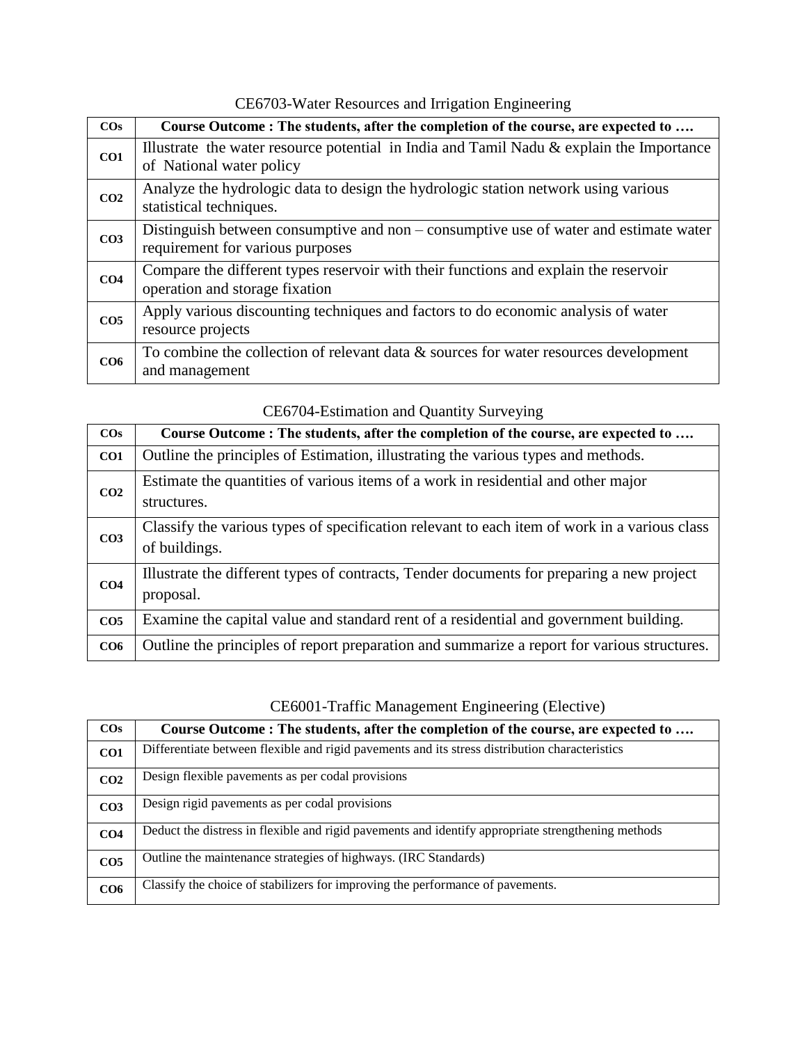## CE6703-Water Resources and Irrigation Engineering

| COs | Course Outcome : The students, after the completion of the course, are expected to …. |
|---|---|
| CO1 | Illustrate the water resource potential in India and Tamil Nadu & explain the Importance of National water policy |
| CO2 | Analyze the hydrologic data to design the hydrologic station network using various statistical techniques. |
| CO3 | Distinguish between consumptive and non – consumptive use of water and estimate water requirement for various purposes |
| CO4 | Compare the different types reservoir with their functions and explain the reservoir operation and storage fixation |
| CO5 | Apply various discounting techniques and factors to do economic analysis of water resource projects |
| CO6 | To combine the collection of relevant data & sources for water resources development and management |

## CE6704-Estimation and Quantity Surveying

| COs | Course Outcome : The students, after the completion of the course, are expected to …. |
|---|---|
| CO1 | Outline the principles of Estimation, illustrating the various types and methods. |
| CO2 | Estimate the quantities of various items of a work in residential and other major structures. |
| CO3 | Classify the various types of specification relevant to each item of work in a various class of buildings. |
| CO4 | Illustrate the different types of contracts, Tender documents for preparing a new project proposal. |
| CO5 | Examine the capital value and standard rent of a residential and government building. |
| CO6 | Outline the principles of report preparation and summarize a report for various structures. |

## CE6001-Traffic Management Engineering (Elective)

| COs | Course Outcome : The students, after the completion of the course, are expected to …. |
|---|---|
| CO1 | Differentiate between flexible and rigid pavements and its stress distribution characteristics |
| CO2 | Design flexible pavements as per codal provisions |
| CO3 | Design rigid pavements as per codal provisions |
| CO4 | Deduct the distress in flexible and rigid pavements and identify appropriate strengthening methods |
| CO5 | Outline the maintenance strategies of highways. (IRC Standards) |
| CO6 | Classify the choice of stabilizers for improving the performance of pavements. |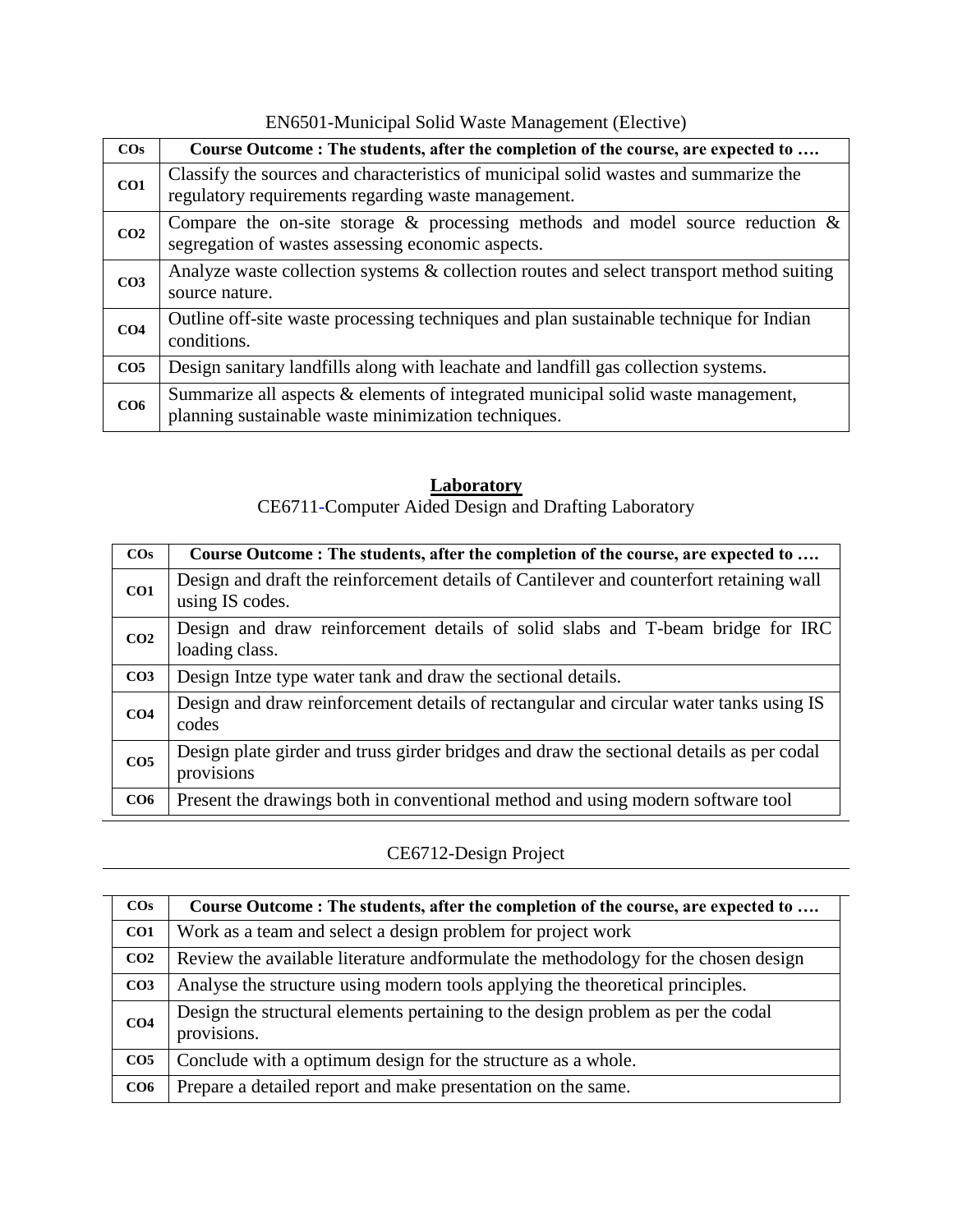EN6501-Municipal Solid Waste Management (Elective)

| COs | Course Outcome : The students, after the completion of the course, are expected to …. |
| --- | --- |
| CO1 | Classify the sources and characteristics of municipal solid wastes and summarize the regulatory requirements regarding waste management. |
| CO2 | Compare the on-site storage & processing methods and model source reduction & segregation of wastes assessing economic aspects. |
| CO3 | Analyze waste collection systems & collection routes and select transport method suiting source nature. |
| CO4 | Outline off-site waste processing techniques and plan sustainable technique for Indian conditions. |
| CO5 | Design sanitary landfills along with leachate and landfill gas collection systems. |
| CO6 | Summarize all aspects & elements of integrated municipal solid waste management, planning sustainable waste minimization techniques. |

## Laboratory

CE6711-Computer Aided Design and Drafting Laboratory

| COs | Course Outcome : The students, after the completion of the course, are expected to …. |
| --- | --- |
| CO1 | Design and draft the reinforcement details of Cantilever and counterfort retaining wall using IS codes. |
| CO2 | Design and draw reinforcement details of solid slabs and T-beam bridge for IRC loading class. |
| CO3 | Design Intze type water tank and draw the sectional details. |
| CO4 | Design and draw reinforcement details of rectangular and circular water tanks using IS codes |
| CO5 | Design plate girder and truss girder bridges and draw the sectional details as per codal provisions |
| CO6 | Present the drawings both in conventional method and using modern software tool |

CE6712-Design Project

| COs | Course Outcome : The students, after the completion of the course, are expected to …. |
| --- | --- |
| CO1 | Work as a team and select a design problem for project work |
| CO2 | Review the available literature andformulate the methodology for the chosen design |
| CO3 | Analyse the structure using modern tools applying the theoretical principles. |
| CO4 | Design the structural elements pertaining to the design problem as per the codal provisions. |
| CO5 | Conclude with a optimum design for the structure as a whole. |
| CO6 | Prepare a detailed report and make presentation on the same. |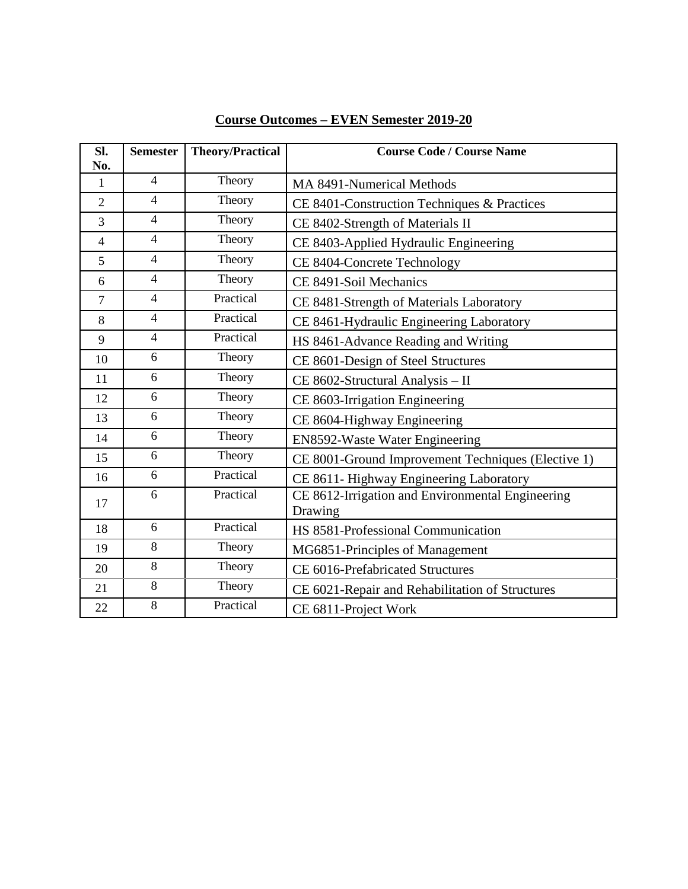**Course Outcomes – EVEN Semester 2019-20**

| Sl. No. | Semester | Theory/Practical | Course Code / Course Name |
|---|---|---|---|
| 1 | 4 | Theory | MA 8491-Numerical Methods |
| 2 | 4 | Theory | CE 8401-Construction Techniques & Practices |
| 3 | 4 | Theory | CE 8402-Strength of Materials II |
| 4 | 4 | Theory | CE 8403-Applied Hydraulic Engineering |
| 5 | 4 | Theory | CE 8404-Concrete Technology |
| 6 | 4 | Theory | CE 8491-Soil Mechanics |
| 7 | 4 | Practical | CE 8481-Strength of Materials Laboratory |
| 8 | 4 | Practical | CE 8461-Hydraulic Engineering Laboratory |
| 9 | 4 | Practical | HS 8461-Advance Reading and Writing |
| 10 | 6 | Theory | CE 8601-Design of Steel Structures |
| 11 | 6 | Theory | CE 8602-Structural Analysis – II |
| 12 | 6 | Theory | CE 8603-Irrigation Engineering |
| 13 | 6 | Theory | CE 8604-Highway Engineering |
| 14 | 6 | Theory | EN8592-Waste Water Engineering |
| 15 | 6 | Theory | CE 8001-Ground Improvement Techniques (Elective 1) |
| 16 | 6 | Practical | CE 8611- Highway Engineering Laboratory |
| 17 | 6 | Practical | CE 8612-Irrigation and Environmental Engineering Drawing |
| 18 | 6 | Practical | HS 8581-Professional Communication |
| 19 | 8 | Theory | MG6851-Principles of Management |
| 20 | 8 | Theory | CE 6016-Prefabricated Structures |
| 21 | 8 | Theory | CE 6021-Repair and Rehabilitation of Structures |
| 22 | 8 | Practical | CE 6811-Project Work |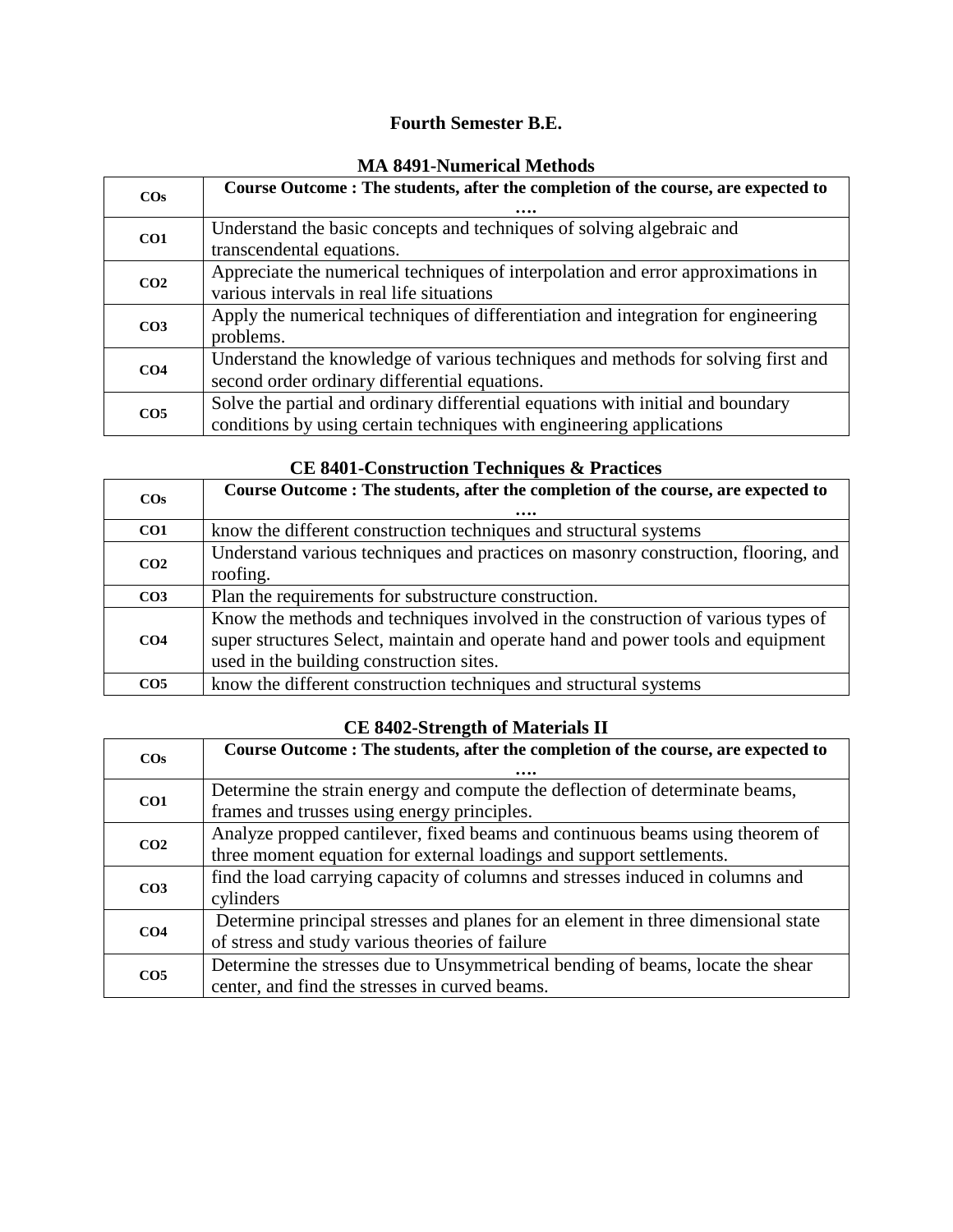**Fourth Semester B.E.**

**MA 8491-Numerical Methods**

| COs | Course Outcome : The students, after the completion of the course, are expected to …. |
|---|---|
| CO1 | Understand the basic concepts and techniques of solving algebraic and transcendental equations. |
| CO2 | Appreciate the numerical techniques of interpolation and error approximations in various intervals in real life situations |
| CO3 | Apply the numerical techniques of differentiation and integration for engineering problems. |
| CO4 | Understand the knowledge of various techniques and methods for solving first and second order ordinary differential equations. |
| CO5 | Solve the partial and ordinary differential equations with initial and boundary conditions by using certain techniques with engineering applications |

**CE 8401-Construction Techniques & Practices**

| COs | Course Outcome : The students, after the completion of the course, are expected to …. |
|---|---|
| CO1 | know the different construction techniques and structural systems |
| CO2 | Understand various techniques and practices on masonry construction, flooring, and roofing. |
| CO3 | Plan the requirements for substructure construction. |
| CO4 | Know the methods and techniques involved in the construction of various types of super structures Select, maintain and operate hand and power tools and equipment used in the building construction sites. |
| CO5 | know the different construction techniques and structural systems |

**CE 8402-Strength of Materials II**

| COs | Course Outcome : The students, after the completion of the course, are expected to …. |
|---|---|
| CO1 | Determine the strain energy and compute the deflection of determinate beams, frames and trusses using energy principles. |
| CO2 | Analyze propped cantilever, fixed beams and continuous beams using theorem of three moment equation for external loadings and support settlements. |
| CO3 | find the load carrying capacity of columns and stresses induced in columns and cylinders |
| CO4 | Determine principal stresses and planes for an element in three dimensional state of stress and study various theories of failure |
| CO5 | Determine the stresses due to Unsymmetrical bending of beams, locate the shear center, and find the stresses in curved beams. |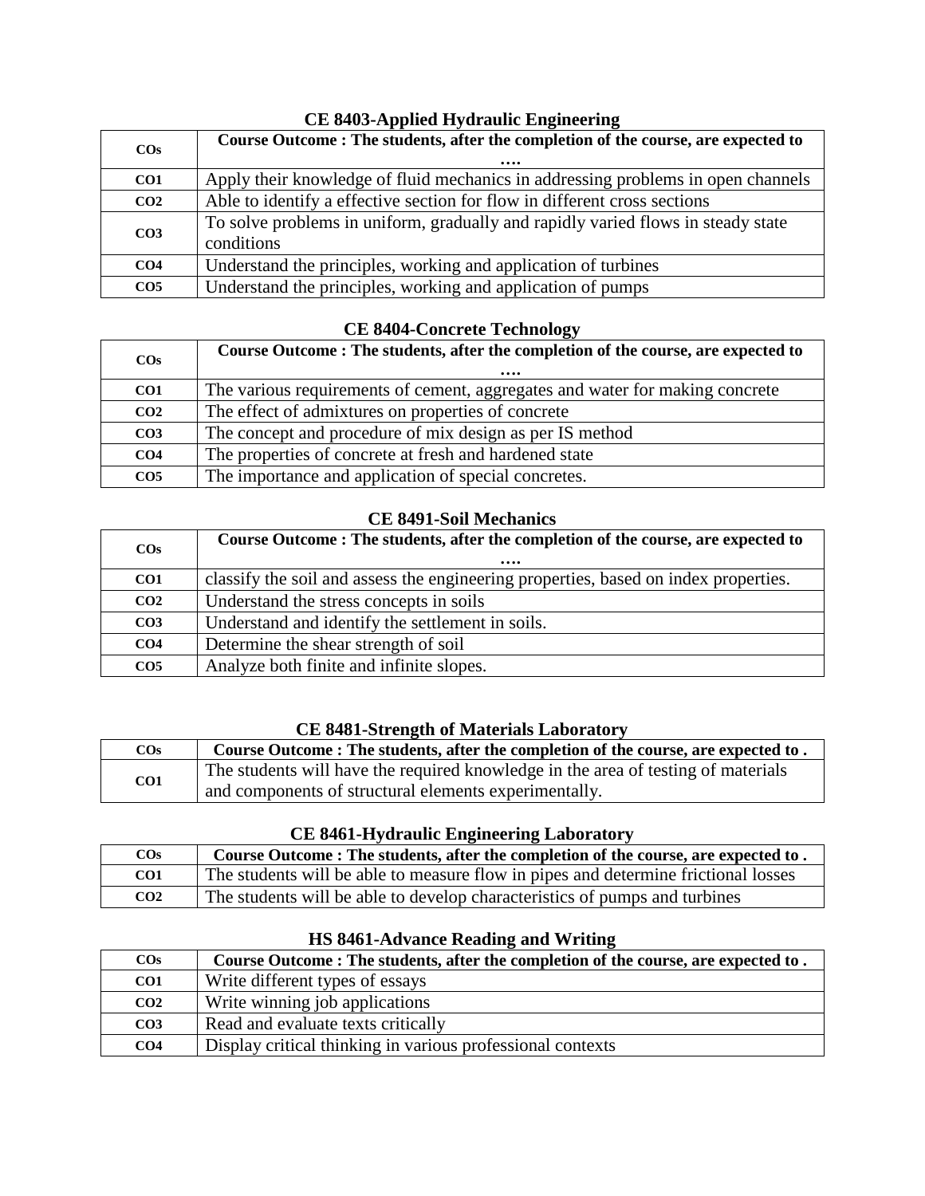### CE 8403-Applied Hydraulic Engineering

| COs | Course Outcome : The students, after the completion of the course, are expected to …. |
|---|---|
| CO1 | Apply their knowledge of fluid mechanics in addressing problems in open channels |
| CO2 | Able to identify a effective section for flow in different cross sections |
| CO3 | To solve problems in uniform, gradually and rapidly varied flows in steady state conditions |
| CO4 | Understand the principles, working and application of turbines |
| CO5 | Understand the principles, working and application of pumps |

### CE 8404-Concrete Technology

| COs | Course Outcome : The students, after the completion of the course, are expected to …. |
|---|---|
| CO1 | The various requirements of cement, aggregates and water for making concrete |
| CO2 | The effect of admixtures on properties of concrete |
| CO3 | The concept and procedure of mix design as per IS method |
| CO4 | The properties of concrete at fresh and hardened state |
| CO5 | The importance and application of special concretes. |

### CE 8491-Soil Mechanics

| COs | Course Outcome : The students, after the completion of the course, are expected to …. |
|---|---|
| CO1 | classify the soil and assess the engineering properties, based on index properties. |
| CO2 | Understand the stress concepts in soils |
| CO3 | Understand and identify the settlement in soils. |
| CO4 | Determine the shear strength of soil |
| CO5 | Analyze both finite and infinite slopes. |

### CE 8481-Strength of Materials Laboratory

| COs | Course Outcome : The students, after the completion of the course, are expected to . |
|---|---|
| CO1 | The students will have the required knowledge in the area of testing of materials and components of structural elements experimentally. |

### CE 8461-Hydraulic Engineering Laboratory

| COs | Course Outcome : The students, after the completion of the course, are expected to . |
|---|---|
| CO1 | The students will be able to measure flow in pipes and determine frictional losses |
| CO2 | The students will be able to develop characteristics of pumps and turbines |

### HS 8461-Advance Reading and Writing

| COs | Course Outcome : The students, after the completion of the course, are expected to . |
|---|---|
| CO1 | Write different types of essays |
| CO2 | Write winning job applications |
| CO3 | Read and evaluate texts critically |
| CO4 | Display critical thinking in various professional contexts |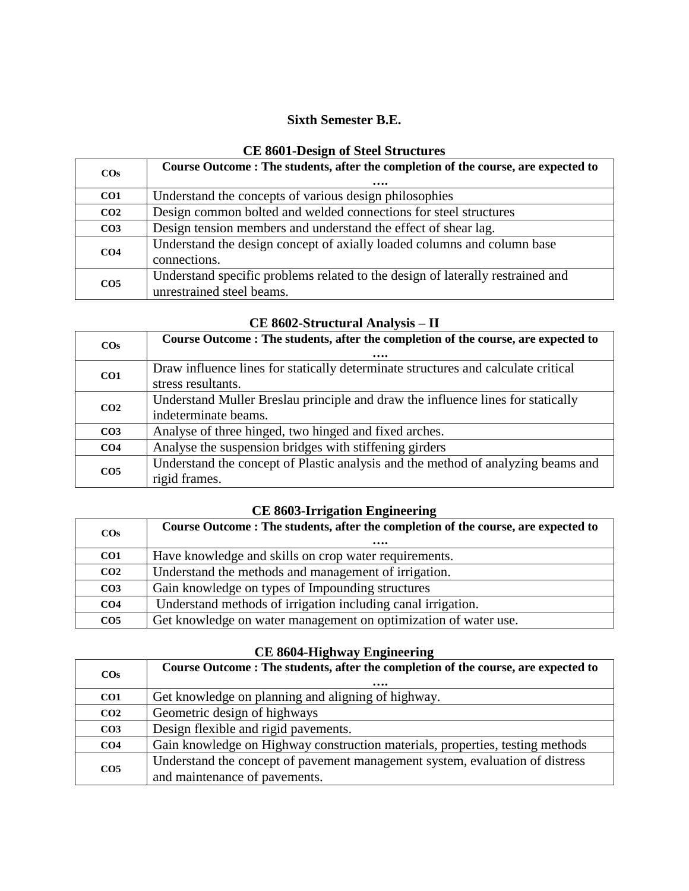## Sixth Semester B.E.

### CE 8601-Design of Steel Structures

| COs | Course Outcome : The students, after the completion of the course, are expected to …. |
|---|---|
| CO1 | Understand the concepts of various design philosophies |
| CO2 | Design common bolted and welded connections for steel structures |
| CO3 | Design tension members and understand the effect of shear lag. |
| CO4 | Understand the design concept of axially loaded columns and column base connections. |
| CO5 | Understand specific problems related to the design of laterally restrained and unrestrained steel beams. |

### CE 8602-Structural Analysis – II

| COs | Course Outcome : The students, after the completion of the course, are expected to …. |
|---|---|
| CO1 | Draw influence lines for statically determinate structures and calculate critical stress resultants. |
| CO2 | Understand Muller Breslau principle and draw the influence lines for statically indeterminate beams. |
| CO3 | Analyse of three hinged, two hinged and fixed arches. |
| CO4 | Analyse the suspension bridges with stiffening girders |
| CO5 | Understand the concept of Plastic analysis and the method of analyzing beams and rigid frames. |

### CE 8603-Irrigation Engineering

| COs | Course Outcome : The students, after the completion of the course, are expected to …. |
|---|---|
| CO1 | Have knowledge and skills on crop water requirements. |
| CO2 | Understand the methods and management of irrigation. |
| CO3 | Gain knowledge on types of Impounding structures |
| CO4 | Understand methods of irrigation including canal irrigation. |
| CO5 | Get knowledge on water management on optimization of water use. |

### CE 8604-Highway Engineering

| COs | Course Outcome : The students, after the completion of the course, are expected to …. |
|---|---|
| CO1 | Get knowledge on planning and aligning of highway. |
| CO2 | Geometric design of highways |
| CO3 | Design flexible and rigid pavements. |
| CO4 | Gain knowledge on Highway construction materials, properties, testing methods |
| CO5 | Understand the concept of pavement management system, evaluation of distress and maintenance of pavements. |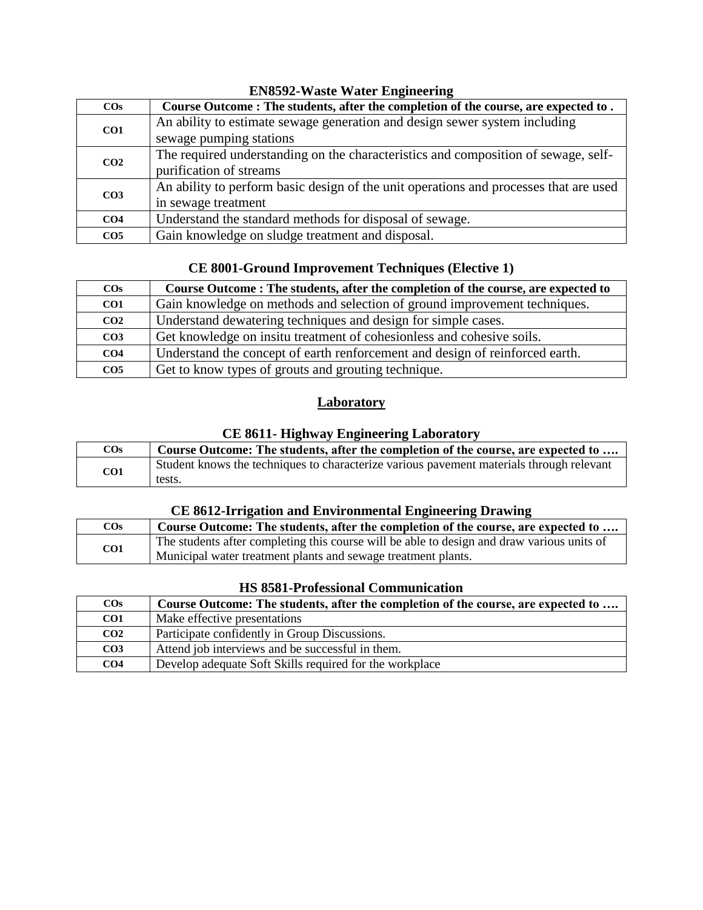### EN8592-Waste Water Engineering

| COs | Course Outcome : The students, after the completion of the course, are expected to . |
| --- | --- |
| CO1 | An ability to estimate sewage generation and design sewer system including sewage pumping stations |
| CO2 | The required understanding on the characteristics and composition of sewage, self-purification of streams |
| CO3 | An ability to perform basic design of the unit operations and processes that are used in sewage treatment |
| CO4 | Understand the standard methods for disposal of sewage. |
| CO5 | Gain knowledge on sludge treatment and disposal. |

### CE 8001-Ground Improvement Techniques (Elective 1)

| COs | Course Outcome : The students, after the completion of the course, are expected to |
| --- | --- |
| CO1 | Gain knowledge on methods and selection of ground improvement techniques. |
| CO2 | Understand dewatering techniques and design for simple cases. |
| CO3 | Get knowledge on insitu treatment of cohesionless and cohesive soils. |
| CO4 | Understand the concept of earth renforcement and design of reinforced earth. |
| CO5 | Get to know types of grouts and grouting technique. |

## Laboratory

### CE 8611- Highway Engineering Laboratory

| COs | Course Outcome: The students, after the completion of the course, are expected to …. |
| --- | --- |
| CO1 | Student knows the techniques to characterize various pavement materials through relevant tests. |

### CE 8612-Irrigation and Environmental Engineering Drawing

| COs | Course Outcome: The students, after the completion of the course, are expected to …. |
| --- | --- |
| CO1 | The students after completing this course will be able to design and draw various units of Municipal water treatment plants and sewage treatment plants. |

### HS 8581-Professional Communication

| COs | Course Outcome: The students, after the completion of the course, are expected to …. |
| --- | --- |
| CO1 | Make effective presentations |
| CO2 | Participate confidently in Group Discussions. |
| CO3 | Attend job interviews and be successful in them. |
| CO4 | Develop adequate Soft Skills required for the workplace |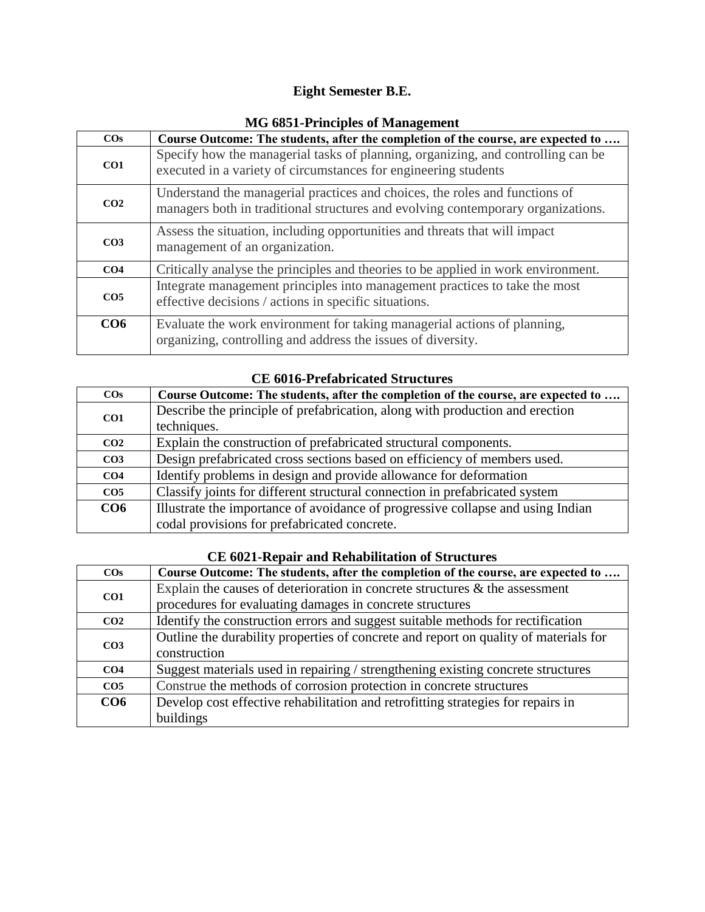## Eight Semester B.E.

### MG 6851-Principles of Management

| COs | Course Outcome: The students, after the completion of the course, are expected to …. |
|---|---|
| CO1 | Specify how the managerial tasks of planning, organizing, and controlling can be executed in a variety of circumstances for engineering students |
| CO2 | Understand the managerial practices and choices, the roles and functions of managers both in traditional structures and evolving contemporary organizations. |
| CO3 | Assess the situation, including opportunities and threats that will impact management of an organization. |
| CO4 | Critically analyse the principles and theories to be applied in work environment. |
| CO5 | Integrate management principles into management practices to take the most effective decisions / actions in specific situations. |
| CO6 | Evaluate the work environment for taking managerial actions of planning, organizing, controlling and address the issues of diversity. |

### CE 6016-Prefabricated Structures

| COs | Course Outcome: The students, after the completion of the course, are expected to …. |
|---|---|
| CO1 | Describe the principle of prefabrication, along with production and erection techniques. |
| CO2 | Explain the construction of prefabricated structural components. |
| CO3 | Design prefabricated cross sections based on efficiency of members used. |
| CO4 | Identify problems in design and provide allowance for deformation |
| CO5 | Classify joints for different structural connection in prefabricated system |
| CO6 | Illustrate the importance of avoidance of progressive collapse and using Indian codal provisions for prefabricated concrete. |

### CE 6021-Repair and Rehabilitation of Structures

| COs | Course Outcome: The students, after the completion of the course, are expected to …. |
|---|---|
| CO1 | Explain the causes of deterioration in concrete structures & the assessment procedures for evaluating damages in concrete structures |
| CO2 | Identify the construction errors and suggest suitable methods for rectification |
| CO3 | Outline the durability properties of concrete and report on quality of materials for construction |
| CO4 | Suggest materials used in repairing / strengthening existing concrete structures |
| CO5 | Construe the methods of corrosion protection in concrete structures |
| CO6 | Develop cost effective rehabilitation and retrofitting strategies for repairs in buildings |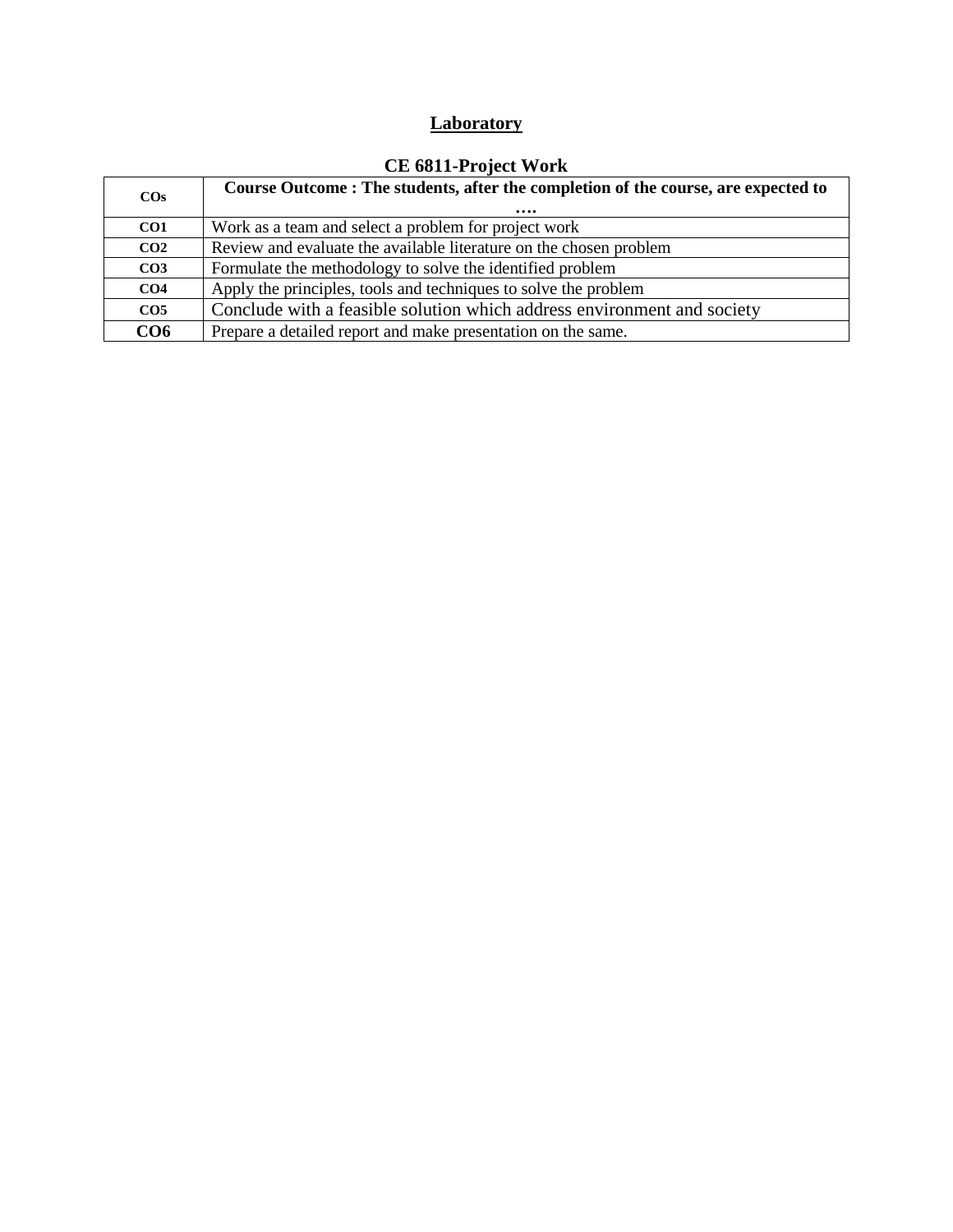## Laboratory

### CE 6811-Project Work

| COs | Course Outcome : The students, after the completion of the course, are expected to …. |
|---|---|
| CO1 | Work as a team and select a problem for project work |
| CO2 | Review and evaluate the available literature on the chosen problem |
| CO3 | Formulate the methodology to solve the identified problem |
| CO4 | Apply the principles, tools and techniques to solve the problem |
| CO5 | Conclude with a feasible solution which address environment and society |
| CO6 | Prepare a detailed report and make presentation on the same. |